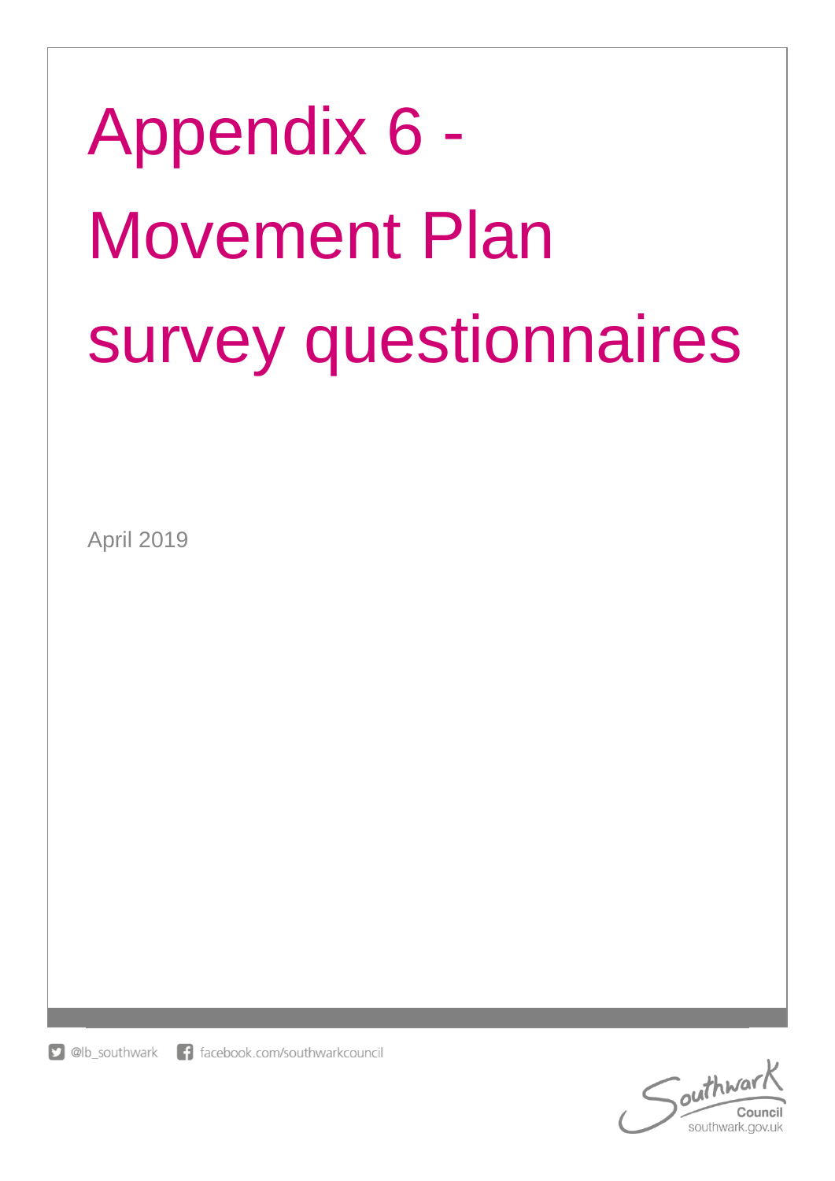# Appendix 6 - Movement Plan survey questionnaires

April 2019

@lb_southwark facebook.com/southwarkcouncil

Southwark Council
southwark.gov.uk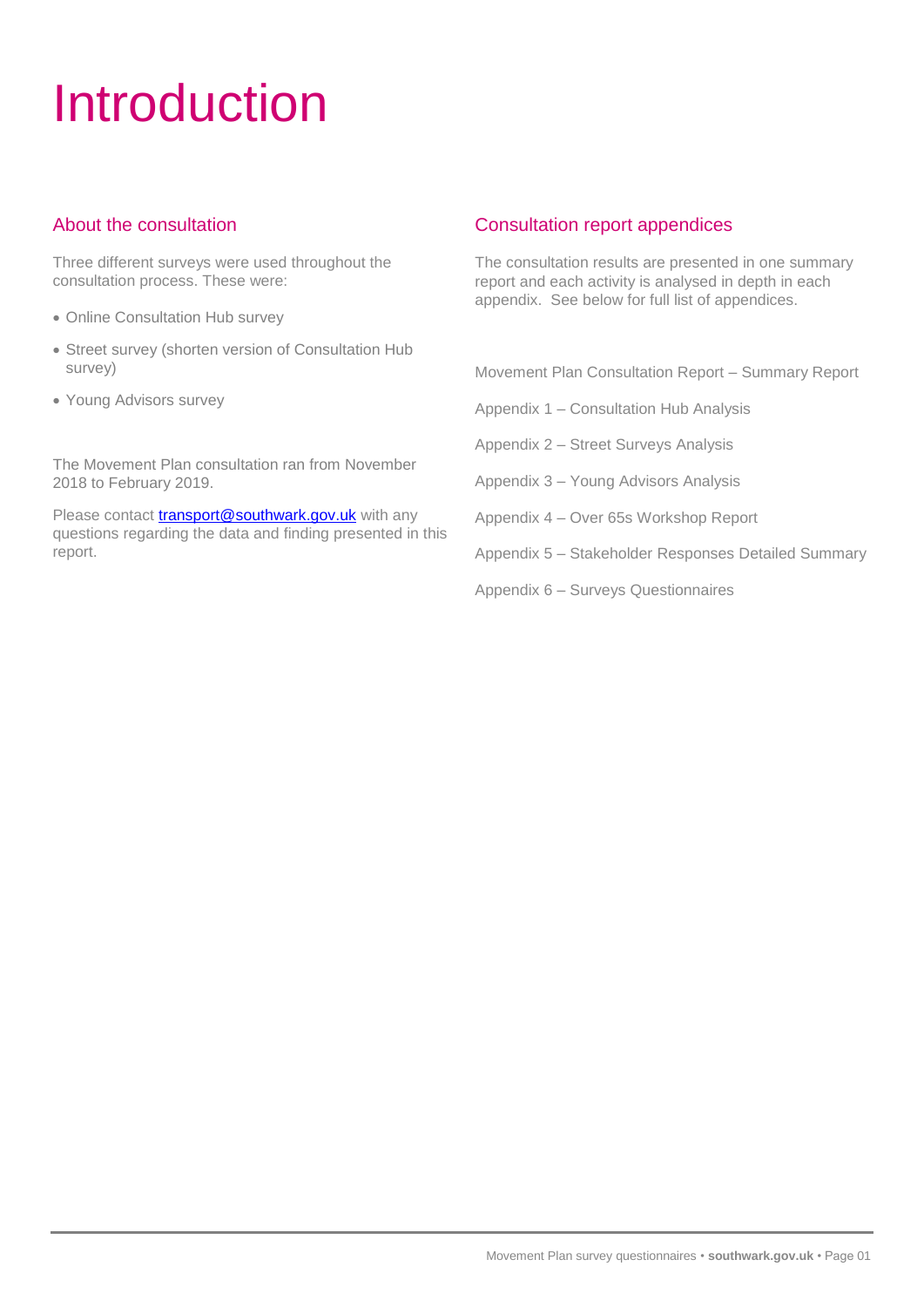# Introduction

## About the consultation

Three different surveys were used throughout the consultation process. These were:

- Online Consultation Hub survey
- Street survey (shorten version of Consultation Hub survey)
- Young Advisors survey

The Movement Plan consultation ran from November 2018 to February 2019.

Please contact [transport@southwark.gov.uk](mailto:transport@southwark.gov.uk) with any questions regarding the data and finding presented in this report.

## Consultation report appendices

The consultation results are presented in one summary report and each activity is analysed in depth in each appendix. See below for full list of appendices.

Movement Plan Consultation Report – Summary Report

Appendix 1 – Consultation Hub Analysis

Appendix 2 – Street Surveys Analysis

Appendix 3 – Young Advisors Analysis

Appendix 4 – Over 65s Workshop Report

Appendix 5 – Stakeholder Responses Detailed Summary

Appendix 6 – Surveys Questionnaires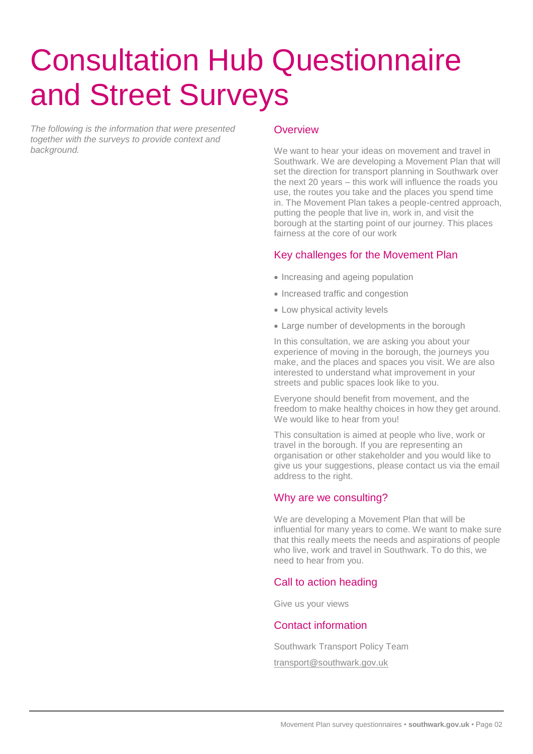# Consultation Hub Questionnaire and Street Surveys

*The following is the information that were presented together with the surveys to provide context and background.*

## Overview

We want to hear your ideas on movement and travel in Southwark. We are developing a Movement Plan that will set the direction for transport planning in Southwark over the next 20 years – this work will influence the roads you use, the routes you take and the places you spend time in. The Movement Plan takes a people-centred approach, putting the people that live in, work in, and visit the borough at the starting point of our journey. This places fairness at the core of our work

## Key challenges for the Movement Plan

- Increasing and ageing population
- Increased traffic and congestion
- Low physical activity levels
- Large number of developments in the borough

In this consultation, we are asking you about your experience of moving in the borough, the journeys you make, and the places and spaces you visit. We are also interested to understand what improvement in your streets and public spaces look like to you.

Everyone should benefit from movement, and the freedom to make healthy choices in how they get around. We would like to hear from you!

This consultation is aimed at people who live, work or travel in the borough. If you are representing an organisation or other stakeholder and you would like to give us your suggestions, please contact us via the email address to the right.

## Why are we consulting?

We are developing a Movement Plan that will be influential for many years to come. We want to make sure that this really meets the needs and aspirations of people who live, work and travel in Southwark. To do this, we need to hear from you.

## Call to action heading

Give us your views

## Contact information

Southwark Transport Policy Team

transport@southwark.gov.uk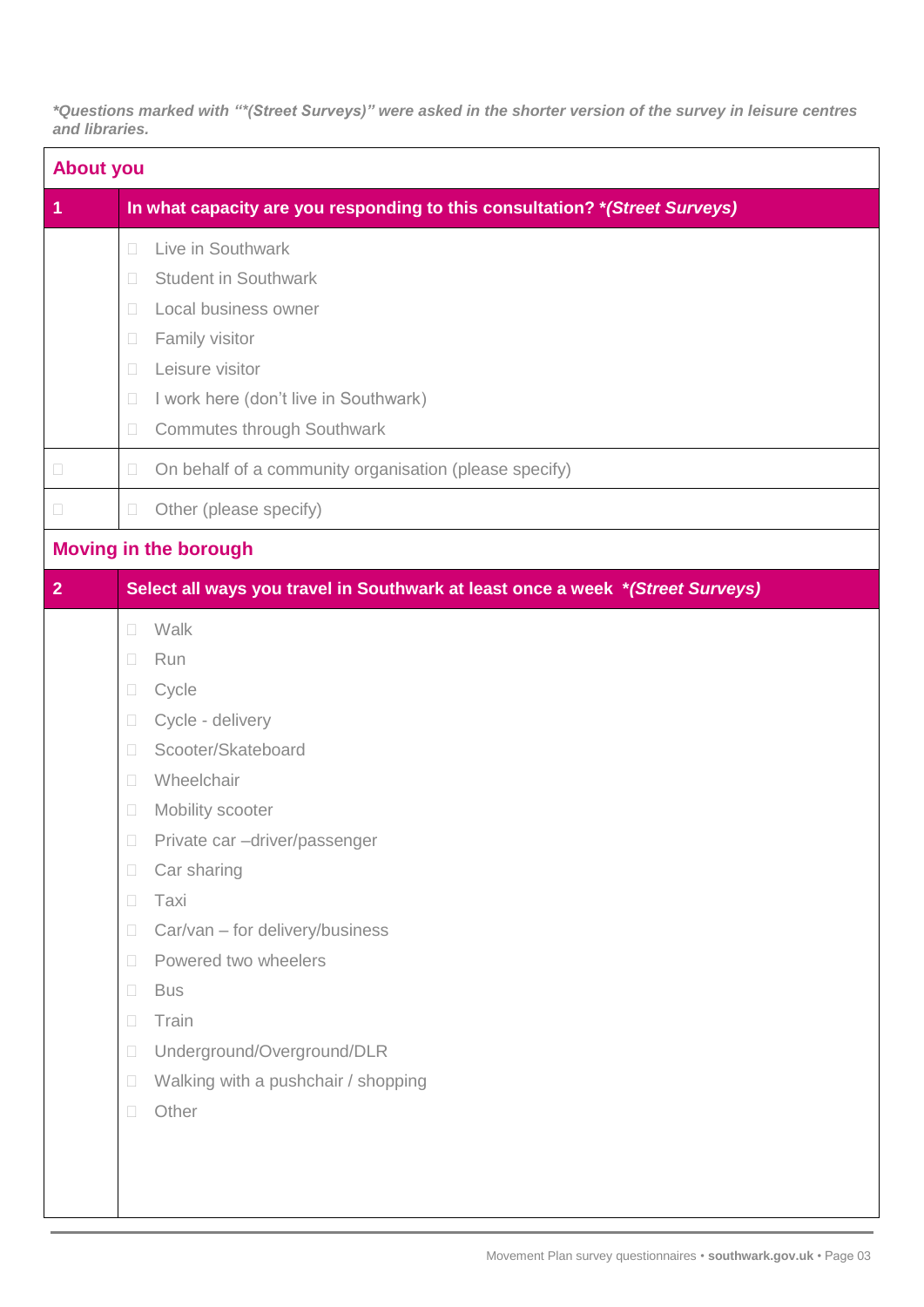***Questions marked with "*(Street Surveys)" were asked in the shorter version of the survey in leisure centres and libraries.***

## About you

| 1 | In what capacity are you responding to this consultation? *(Street Surveys)* |
|---|---|
| | ☐ Live in Southwark<br>☐ Student in Southwark<br>☐ Local business owner<br>☐ Family visitor<br>☐ Leisure visitor<br>☐ I work here (don't live in Southwark)<br>☐ Commutes through Southwark |
| ☐ | ☐ On behalf of a community organisation (please specify) |
| ☐ | ☐ Other (please specify) |

## Moving in the borough

| 2 | Select all ways you travel in Southwark at least once a week *(Street Surveys)* |
|---|---|
| | ☐ Walk<br>☐ Run<br>☐ Cycle<br>☐ Cycle - delivery<br>☐ Scooter/Skateboard<br>☐ Wheelchair<br>☐ Mobility scooter<br>☐ Private car –driver/passenger<br>☐ Car sharing<br>☐ Taxi<br>☐ Car/van – for delivery/business<br>☐ Powered two wheelers<br>☐ Bus<br>☐ Train<br>☐ Underground/Overground/DLR<br>☐ Walking with a pushchair / shopping<br>☐ Other |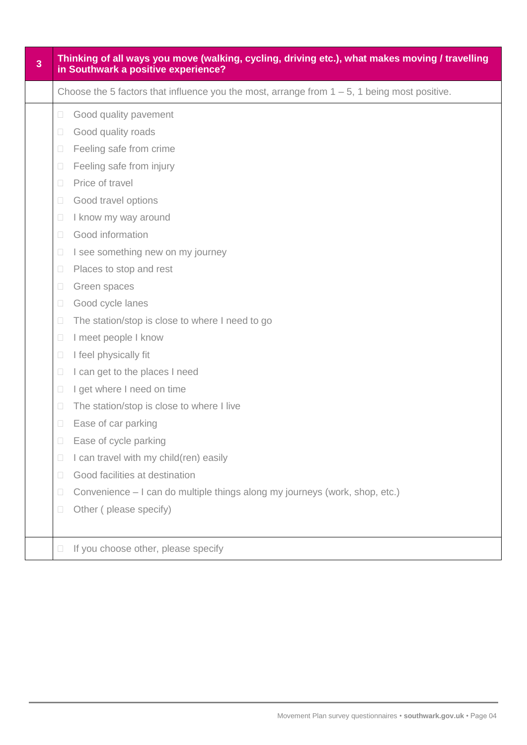## 3 Thinking of all ways you move (walking, cycling, driving etc.), what makes moving / travelling in Southwark a positive experience?

Choose the 5 factors that influence you the most, arrange from 1 – 5, 1 being most positive.

- ☐ Good quality pavement
- ☐ Good quality roads
- ☐ Feeling safe from crime
- ☐ Feeling safe from injury
- ☐ Price of travel
- ☐ Good travel options
- ☐ I know my way around
- ☐ Good information
- ☐ I see something new on my journey
- ☐ Places to stop and rest
- ☐ Green spaces
- ☐ Good cycle lanes
- ☐ The station/stop is close to where I need to go
- ☐ I meet people I know
- ☐ I feel physically fit
- ☐ I can get to the places I need
- ☐ I get where I need on time
- ☐ The station/stop is close to where I live
- ☐ Ease of car parking
- ☐ Ease of cycle parking
- ☐ I can travel with my child(ren) easily
- ☐ Good facilities at destination
- ☐ Convenience – I can do multiple things along my journeys (work, shop, etc.)
- ☐ Other ( please specify)

- ☐ If you choose other, please specify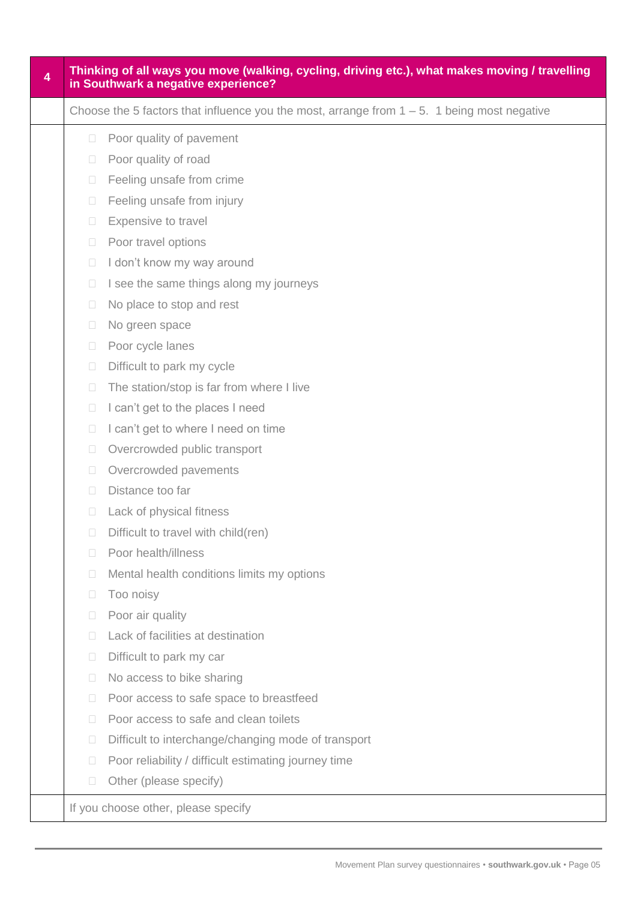| 4 | **Thinking of all ways you move (walking, cycling, driving etc.), what makes moving / travelling in Southwark a negative experience?** |
|---|---|
| | Choose the 5 factors that influence you the most, arrange from 1 – 5. 1 being most negative |

- ☐ Poor quality of pavement
- ☐ Poor quality of road
- ☐ Feeling unsafe from crime
- ☐ Feeling unsafe from injury
- ☐ Expensive to travel
- ☐ Poor travel options
- ☐ I don't know my way around
- ☐ I see the same things along my journeys
- ☐ No place to stop and rest
- ☐ No green space
- ☐ Poor cycle lanes
- ☐ Difficult to park my cycle
- ☐ The station/stop is far from where I live
- ☐ I can't get to the places I need
- ☐ I can't get to where I need on time
- ☐ Overcrowded public transport
- ☐ Overcrowded pavements
- ☐ Distance too far
- ☐ Lack of physical fitness
- ☐ Difficult to travel with child(ren)
- ☐ Poor health/illness
- ☐ Mental health conditions limits my options
- ☐ Too noisy
- ☐ Poor air quality
- ☐ Lack of facilities at destination
- ☐ Difficult to park my car
- ☐ No access to bike sharing
- ☐ Poor access to safe space to breastfeed
- ☐ Poor access to safe and clean toilets
- ☐ Difficult to interchange/changing mode of transport
- ☐ Poor reliability / difficult estimating journey time
- ☐ Other (please specify)

If you choose other, please specify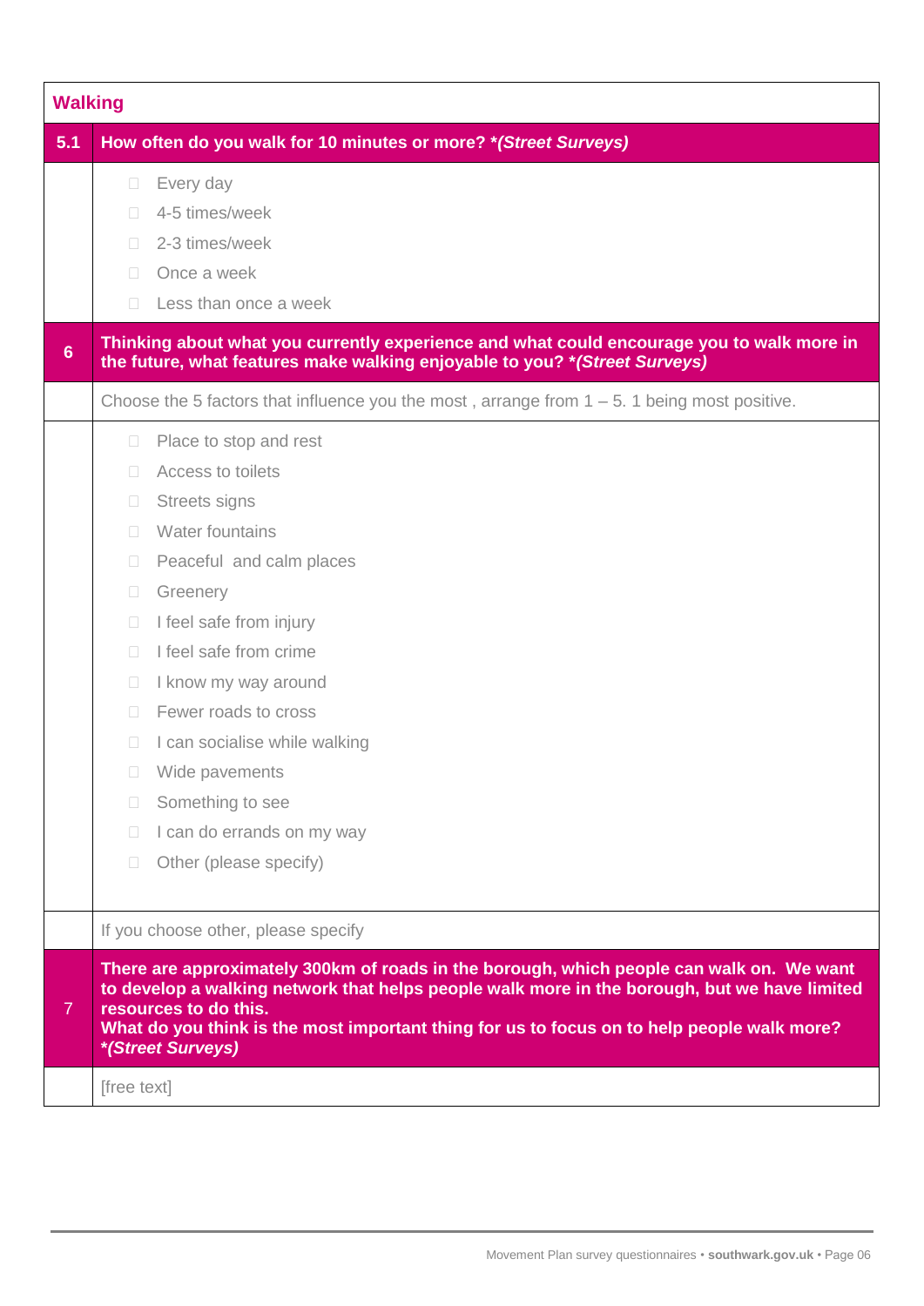## Walking

**5.1 How often do you walk for 10 minutes or more? *(Street Surveys)***

- ☐ Every day
- ☐ 4-5 times/week
- ☐ 2-3 times/week
- ☐ Once a week
- ☐ Less than once a week

**6 Thinking about what you currently experience and what could encourage you to walk more in the future, what features make walking enjoyable to you? *(Street Surveys)***

Choose the 5 factors that influence you the most , arrange from 1 – 5. 1 being most positive.

- ☐ Place to stop and rest
- ☐ Access to toilets
- ☐ Streets signs
- ☐ Water fountains
- ☐ Peaceful and calm places
- ☐ Greenery
- ☐ I feel safe from injury
- ☐ I feel safe from crime
- ☐ I know my way around
- ☐ Fewer roads to cross
- ☐ I can socialise while walking
- ☐ Wide pavements
- ☐ Something to see
- ☐ I can do errands on my way
- ☐ Other (please specify)

If you choose other, please specify

**7 There are approximately 300km of roads in the borough, which people can walk on. We want to develop a walking network that helps people walk more in the borough, but we have limited resources to do this.**
**What do you think is the most important thing for us to focus on to help people walk more? *(Street Surveys)***

[free text]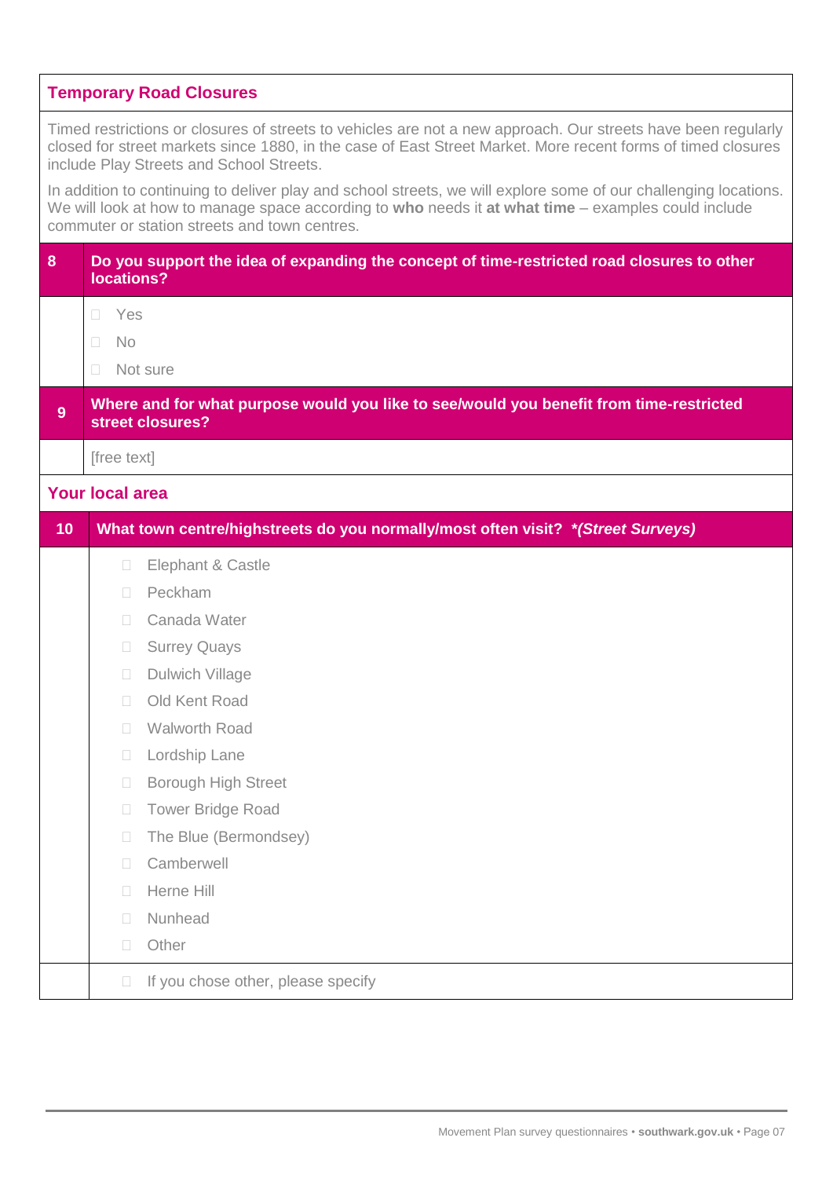## Temporary Road Closures

Timed restrictions or closures of streets to vehicles are not a new approach. Our streets have been regularly closed for street markets since 1880, in the case of East Street Market. More recent forms of timed closures include Play Streets and School Streets.

In addition to continuing to deliver play and school streets, we will explore some of our challenging locations. We will look at how to manage space according to **who** needs it **at what time** – examples could include commuter or station streets and town centres.

**8 Do you support the idea of expanding the concept of time-restricted road closures to other locations?**

- ☐ Yes
- ☐ No
- ☐ Not sure

**9 Where and for what purpose would you like to see/would you benefit from time-restricted street closures?**

[free text]

## Your local area

**10 What town centre/highstreets do you normally/most often visit? *(Street Surveys)***

- ☐ Elephant & Castle
- ☐ Peckham
- ☐ Canada Water
- ☐ Surrey Quays
- ☐ Dulwich Village
- ☐ Old Kent Road
- ☐ Walworth Road
- ☐ Lordship Lane
- ☐ Borough High Street
- ☐ Tower Bridge Road
- ☐ The Blue (Bermondsey)
- ☐ Camberwell
- ☐ Herne Hill
- ☐ Nunhead
- ☐ Other

☐ If you chose other, please specify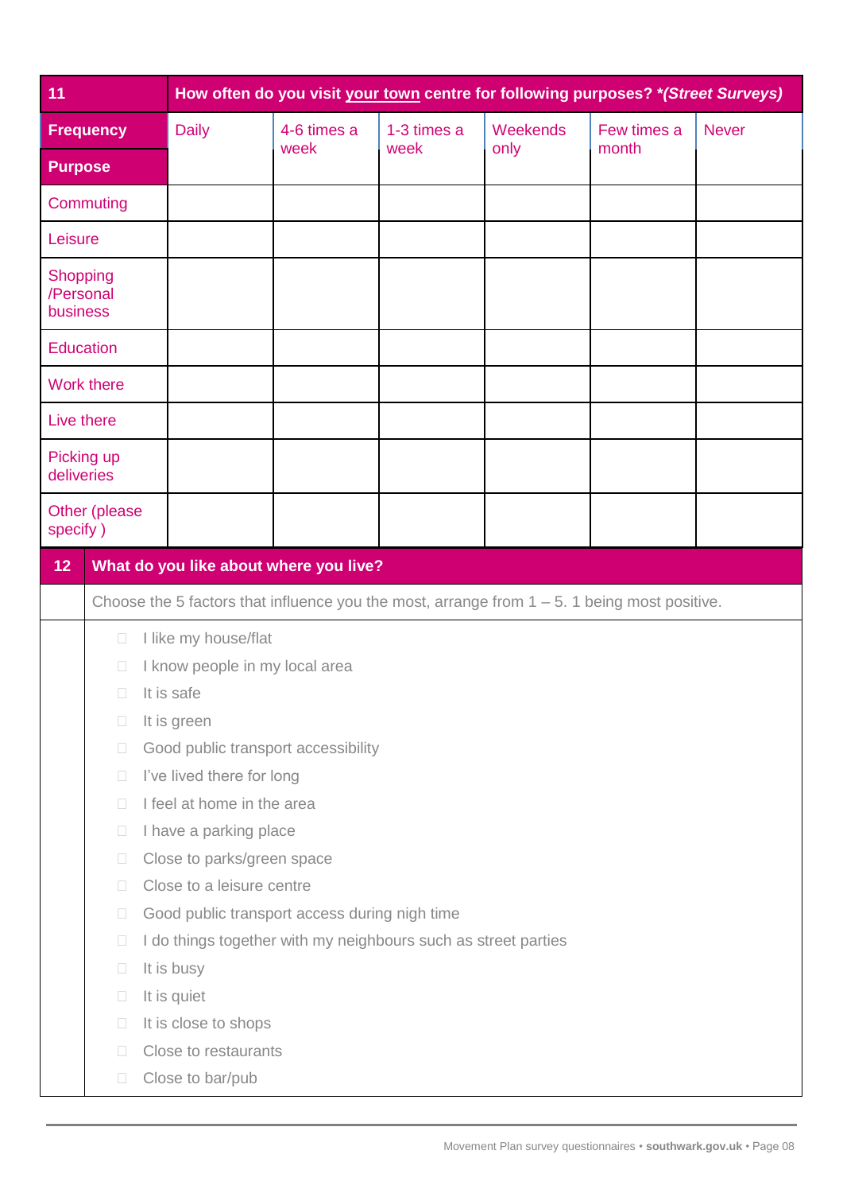| 11 | How often do you visit your town centre for following purposes? *(Street Surveys) | | | | | |
|---|---|---|---|---|---|---|
| **Frequency** / **Purpose** | Daily | 4-6 times a week | 1-3 times a week | Weekends only | Few times a month | Never |
| Commuting | | | | | | |
| Leisure | | | | | | |
| Shopping /Personal business | | | | | | |
| Education | | | | | | |
| Work there | | | | | | |
| Live there | | | | | | |
| Picking up deliveries | | | | | | |
| Other (please specify ) | | | | | | |

## 12 What do you like about where you live?

Choose the 5 factors that influence you the most, arrange from 1 – 5. 1 being most positive.

- ☐ I like my house/flat
- ☐ I know people in my local area
- ☐ It is safe
- ☐ It is green
- ☐ Good public transport accessibility
- ☐ I've lived there for long
- ☐ I feel at home in the area
- ☐ I have a parking place
- ☐ Close to parks/green space
- ☐ Close to a leisure centre
- ☐ Good public transport access during nigh time
- ☐ I do things together with my neighbours such as street parties
- ☐ It is busy
- ☐ It is quiet
- ☐ It is close to shops
- ☐ Close to restaurants
- ☐ Close to bar/pub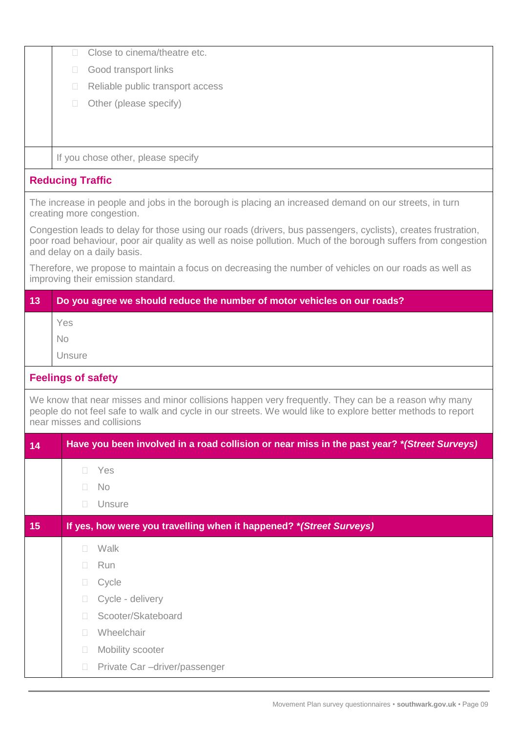- Close to cinema/theatre etc.
- Good transport links
- Reliable public transport access
- Other (please specify)

If you chose other, please specify

## Reducing Traffic

The increase in people and jobs in the borough is placing an increased demand on our streets, in turn creating more congestion.

Congestion leads to delay for those using our roads (drivers, bus passengers, cyclists), creates frustration, poor road behaviour, poor air quality as well as noise pollution. Much of the borough suffers from congestion and delay on a daily basis.

Therefore, we propose to maintain a focus on decreasing the number of vehicles on our roads as well as improving their emission standard.

**13 Do you agree we should reduce the number of motor vehicles on our roads?**

Yes

No

Unsure

## Feelings of safety

We know that near misses and minor collisions happen very frequently. They can be a reason why many people do not feel safe to walk and cycle in our streets. We would like to explore better methods to report near misses and collisions

**14 Have you been involved in a road collision or near miss in the past year? *(Street Surveys)***

- Yes
- No
- Unsure

**15 If yes, how were you travelling when it happened? *(Street Surveys)***

- Walk
- Run
- Cycle
- Cycle - delivery
- Scooter/Skateboard
- Wheelchair
- Mobility scooter
- Private Car –driver/passenger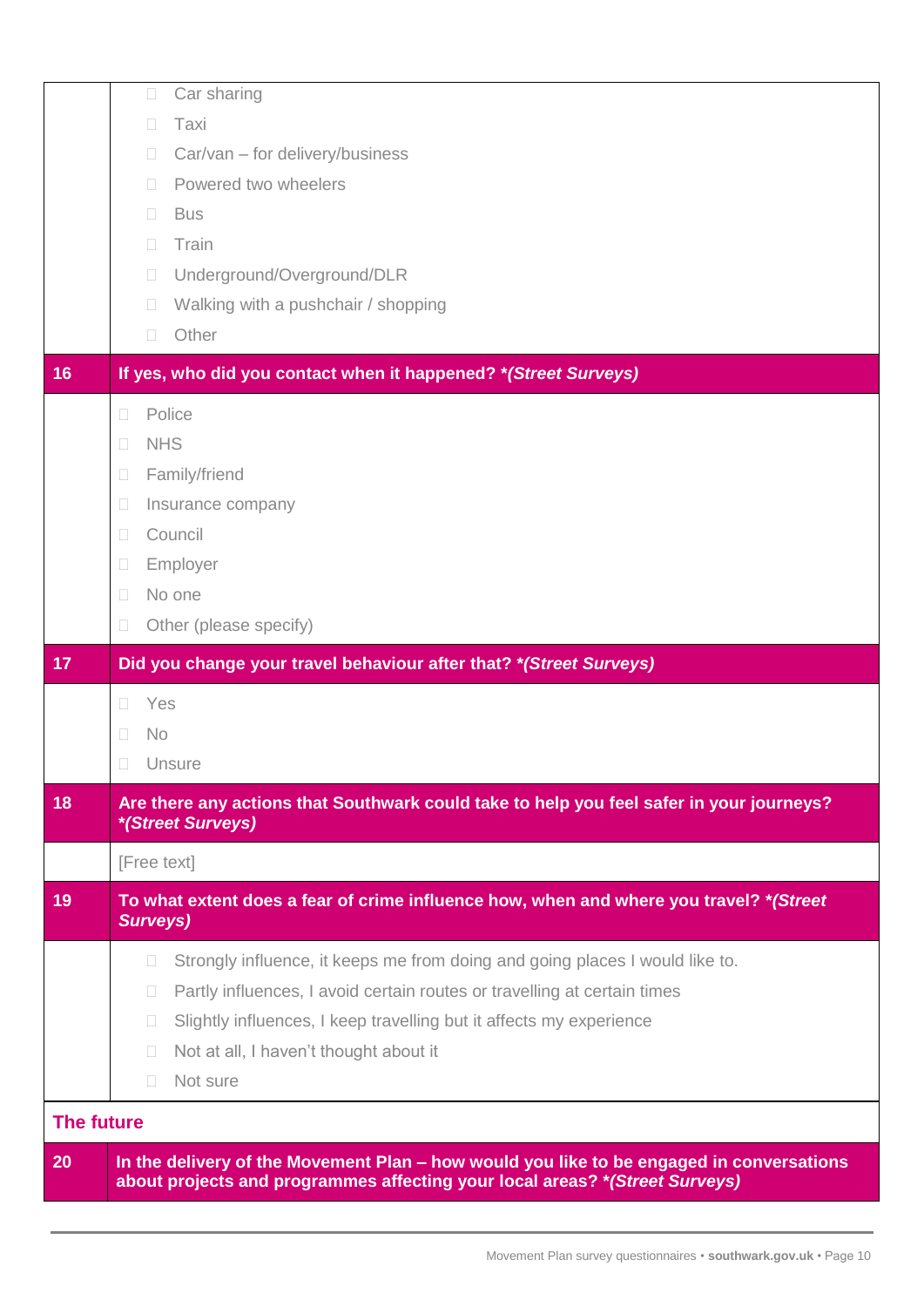| | |
|---|---|
| | ☐ Car sharing<br>☐ Taxi<br>☐ Car/van – for delivery/business<br>☐ Powered two wheelers<br>☐ Bus<br>☐ Train<br>☐ Underground/Overground/DLR<br>☐ Walking with a pushchair / shopping<br>☐ Other |
| **16** | **If yes, who did you contact when it happened? *(Street Surveys)*** |
| | ☐ Police<br>☐ NHS<br>☐ Family/friend<br>☐ Insurance company<br>☐ Council<br>☐ Employer<br>☐ No one<br>☐ Other (please specify) |
| **17** | **Did you change your travel behaviour after that? *(Street Surveys)*** |
| | ☐ Yes<br>☐ No<br>☐ Unsure |
| **18** | **Are there any actions that Southwark could take to help you feel safer in your journeys? *(Street Surveys)*** |
| | [Free text] |
| **19** | **To what extent does a fear of crime influence how, when and where you travel? *(Street Surveys)*** |
| | ☐ Strongly influence, it keeps me from doing and going places I would like to.<br>☐ Partly influences, I avoid certain routes or travelling at certain times<br>☐ Slightly influences, I keep travelling but it affects my experience<br>☐ Not at all, I haven't thought about it<br>☐ Not sure |
| **The future** | |
| **20** | **In the delivery of the Movement Plan – how would you like to be engaged in conversations about projects and programmes affecting your local areas? *(Street Surveys)*** |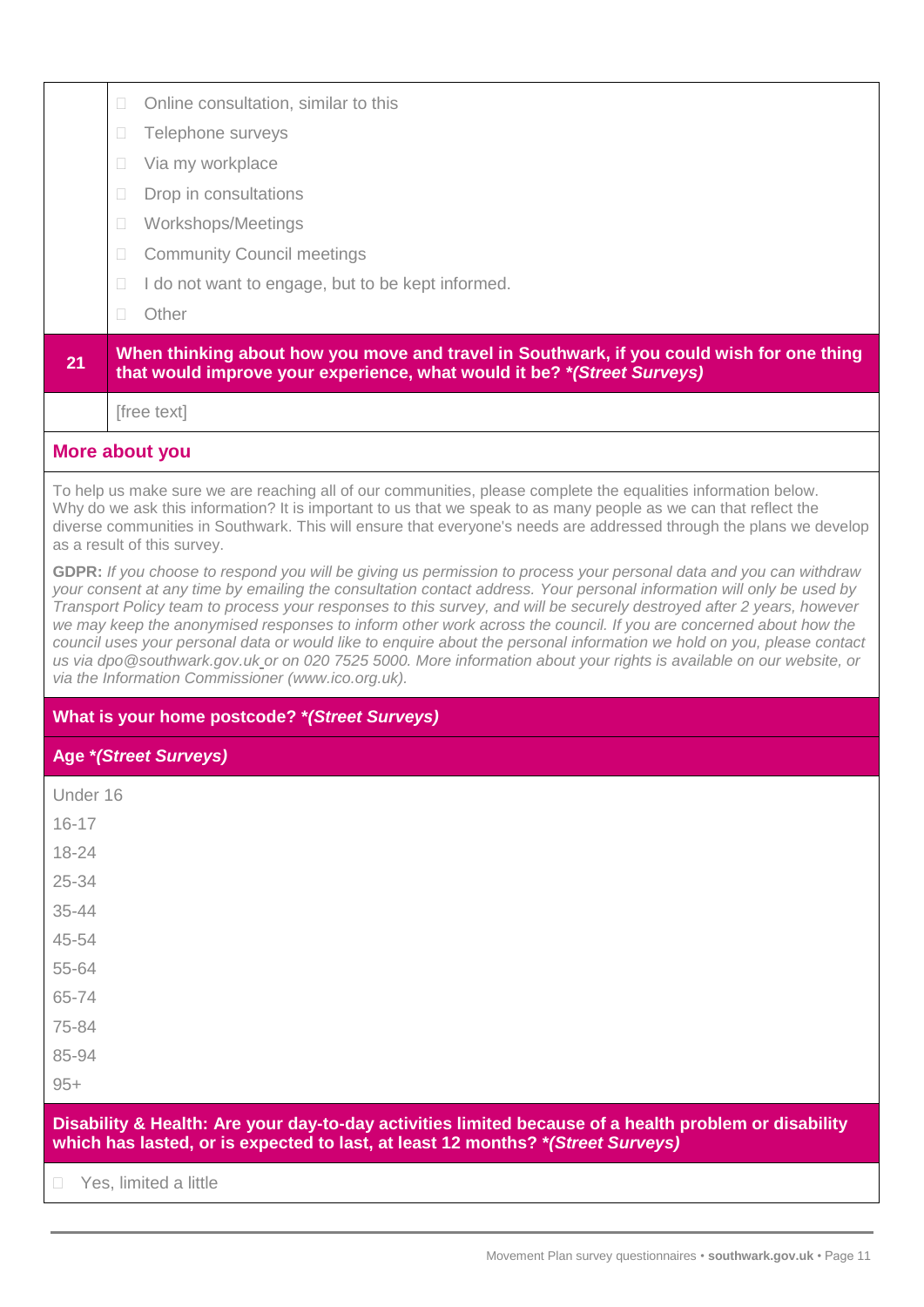- Online consultation, similar to this
- Telephone surveys
- Via my workplace
- Drop in consultations
- Workshops/Meetings
- Community Council meetings
- I do not want to engage, but to be kept informed.
- Other

| 21 | **When thinking about how you move and travel in Southwark, if you could wish for one thing that would improve your experience, what would it be? *(Street Surveys)*** |
|---|---|
| | [free text] |

## More about you

To help us make sure we are reaching all of our communities, please complete the equalities information below. Why do we ask this information? It is important to us that we speak to as many people as we can that reflect the diverse communities in Southwark. This will ensure that everyone's needs are addressed through the plans we develop as a result of this survey.

**GDPR:** *If you choose to respond you will be giving us permission to process your personal data and you can withdraw your consent at any time by emailing the consultation contact address. Your personal information will only be used by Transport Policy team to process your responses to this survey, and will be securely destroyed after 2 years, however we may keep the anonymised responses to inform other work across the council. If you are concerned about how the council uses your personal data or would like to enquire about the personal information we hold on you, please contact us via dpo@southwark.gov.uk or on 020 7525 5000. More information about your rights is available on our website, or via the Information Commissioner (www.ico.org.uk).*

**What is your home postcode? *(Street Surveys)***

**Age *(Street Surveys)***

Under 16
16-17
18-24
25-34
35-44
45-54
55-64
65-74
75-84
85-94
95+

**Disability & Health: Are your day-to-day activities limited because of a health problem or disability which has lasted, or is expected to last, at least 12 months? *(Street Surveys)***

- Yes, limited a little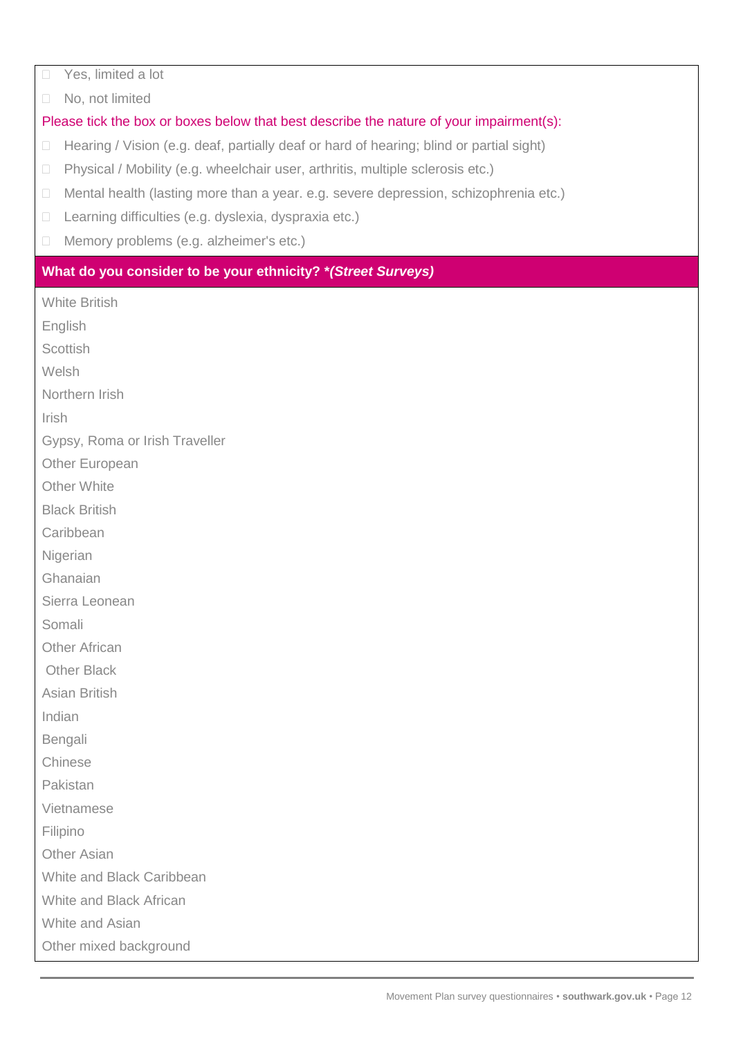- ☐ Yes, limited a lot
- ☐ No, not limited

Please tick the box or boxes below that best describe the nature of your impairment(s):

- ☐ Hearing / Vision (e.g. deaf, partially deaf or hard of hearing; blind or partial sight)
- ☐ Physical / Mobility (e.g. wheelchair user, arthritis, multiple sclerosis etc.)
- ☐ Mental health (lasting more than a year. e.g. severe depression, schizophrenia etc.)
- ☐ Learning difficulties (e.g. dyslexia, dyspraxia etc.)
- ☐ Memory problems (e.g. alzheimer's etc.)

**What do you consider to be your ethnicity? *(Street Surveys)***

White British

English

Scottish

Welsh

Northern Irish

Irish

Gypsy, Roma or Irish Traveller

Other European

Other White

Black British

Caribbean

Nigerian

Ghanaian

Sierra Leonean

Somali

Other African

Other Black

Asian British

Indian

Bengali

Chinese

Pakistan

Vietnamese

Filipino

Other Asian

White and Black Caribbean

White and Black African

White and Asian

Other mixed background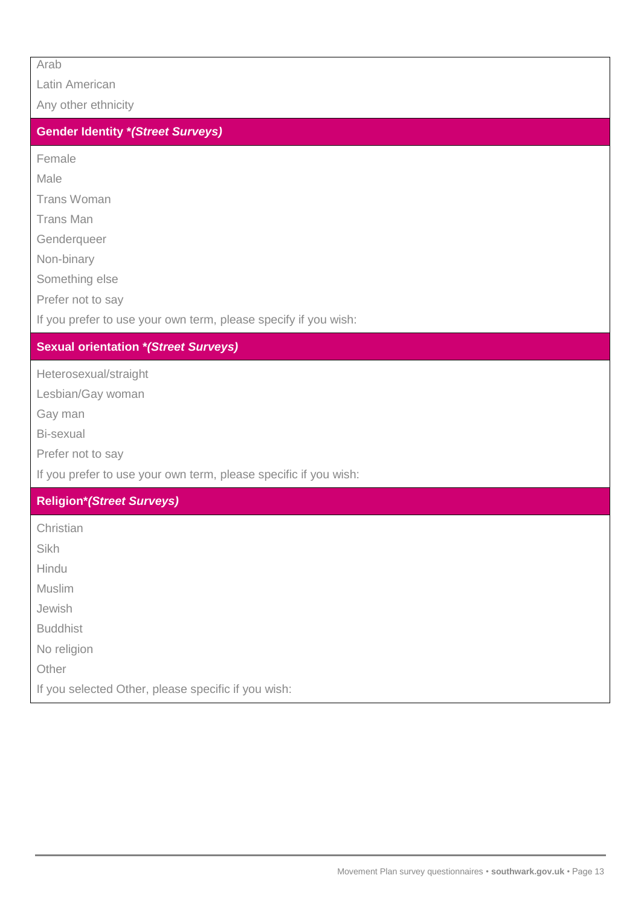Arab

Latin American

Any other ethnicity

### Gender Identity *(Street Surveys)*

Female

Male

Trans Woman

Trans Man

Genderqueer

Non-binary

Something else

Prefer not to say

If you prefer to use your own term, please specify if you wish:

### Sexual orientation *(Street Surveys)*

Heterosexual/straight

Lesbian/Gay woman

Gay man

Bi-sexual

Prefer not to say

If you prefer to use your own term, please specific if you wish:

### Religion*(Street Surveys)*

Christian

Sikh

Hindu

Muslim

Jewish

Buddhist

No religion

Other

If you selected Other, please specific if you wish: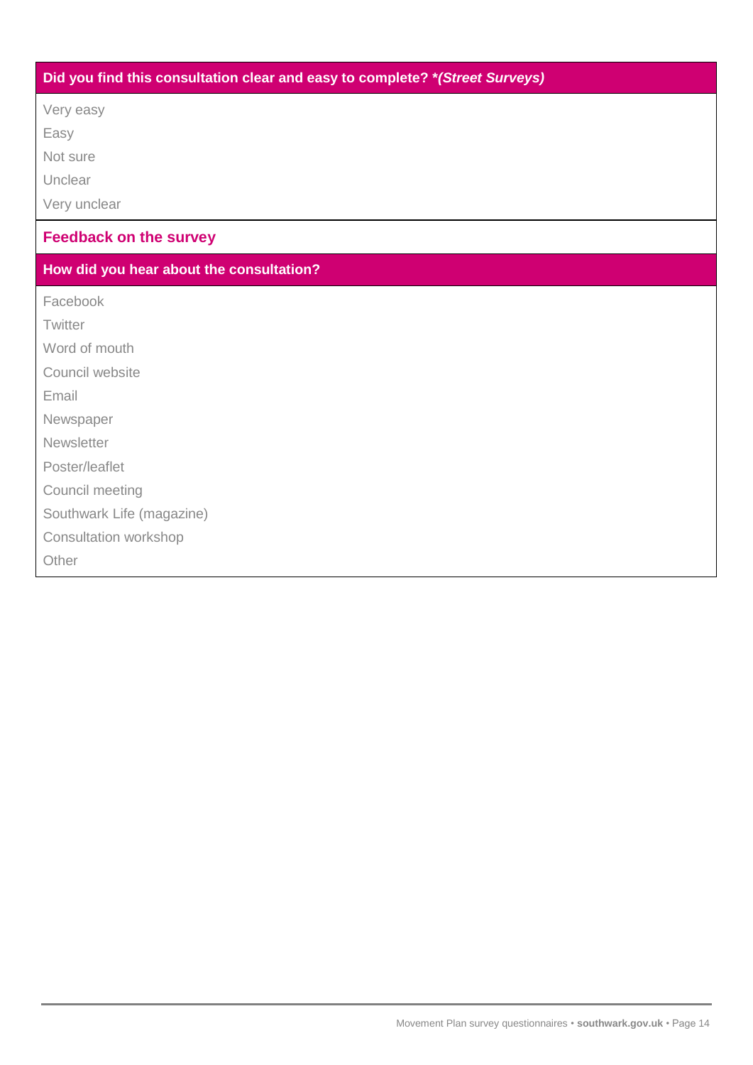### Did you find this consultation clear and easy to complete? **(Street Surveys)*

- Very easy
- Easy
- Not sure
- Unclear
- Very unclear

## Feedback on the survey

### How did you hear about the consultation?

- Facebook
- Twitter
- Word of mouth
- Council website
- Email
- Newspaper
- Newsletter
- Poster/leaflet
- Council meeting
- Southwark Life (magazine)
- Consultation workshop
- Other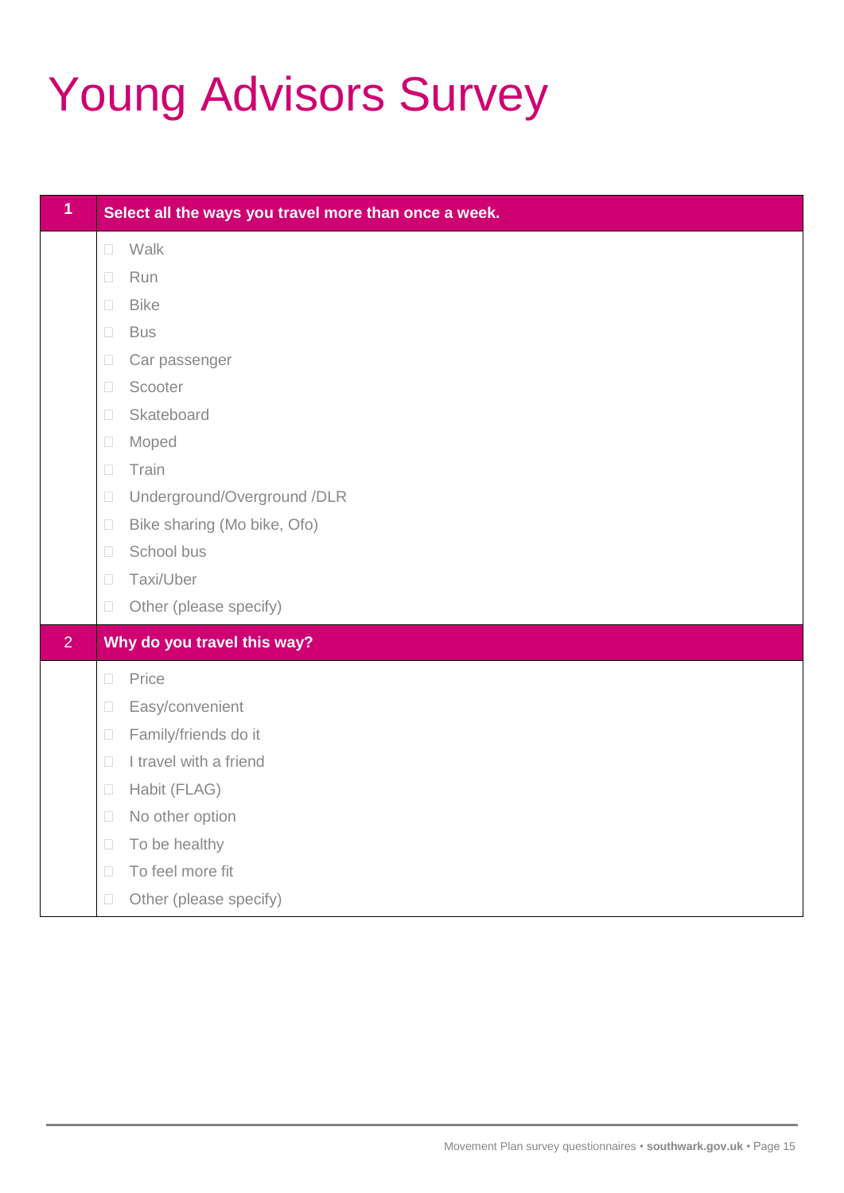# Young Advisors Survey

| 1 | Select all the ways you travel more than once a week. |
|---|---|
| | ☐ Walk<br>☐ Run<br>☐ Bike<br>☐ Bus<br>☐ Car passenger<br>☐ Scooter<br>☐ Skateboard<br>☐ Moped<br>☐ Train<br>☐ Underground/Overground /DLR<br>☐ Bike sharing (Mo bike, Ofo)<br>☐ School bus<br>☐ Taxi/Uber<br>☐ Other (please specify) |
| **2** | **Why do you travel this way?** |
| | ☐ Price<br>☐ Easy/convenient<br>☐ Family/friends do it<br>☐ I travel with a friend<br>☐ Habit (FLAG)<br>☐ No other option<br>☐ To be healthy<br>☐ To feel more fit<br>☐ Other (please specify) |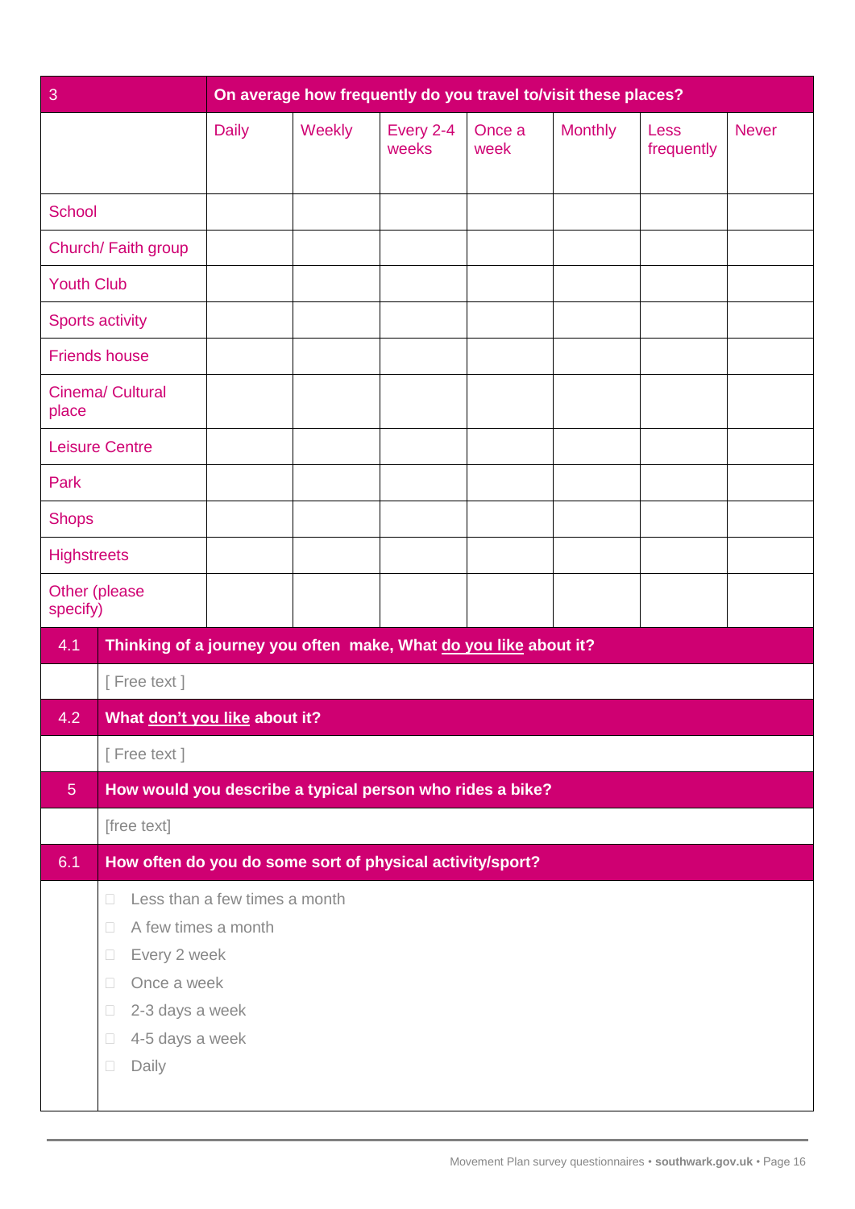| 3 | On average how frequently do you travel to/visit these places? | | | | | | |
|---|---|---|---|---|---|---|---|
| | Daily | Weekly | Every 2-4 weeks | Once a week | Monthly | Less frequently | Never |
| School | | | | | | | |
| Church/ Faith group | | | | | | | |
| Youth Club | | | | | | | |
| Sports activity | | | | | | | |
| Friends house | | | | | | | |
| Cinema/ Cultural place | | | | | | | |
| Leisure Centre | | | | | | | |
| Park | | | | | | | |
| Shops | | | | | | | |
| Highstreets | | | | | | | |
| Other (please specify) | | | | | | | |

| 4.1 | Thinking of a journey you often make, What **do you like** about it? |
|---|---|
| | [ Free text ] |
| 4.2 | What **don't you like** about it? |
| | [ Free text ] |
| 5 | How would you describe a typical person who rides a bike? |
| | [free text] |
| 6.1 | How often do you do some sort of physical activity/sport? |
| | ☐ Less than a few times a month<br>☐ A few times a month<br>☐ Every 2 week<br>☐ Once a week<br>☐ 2-3 days a week<br>☐ 4-5 days a week<br>☐ Daily |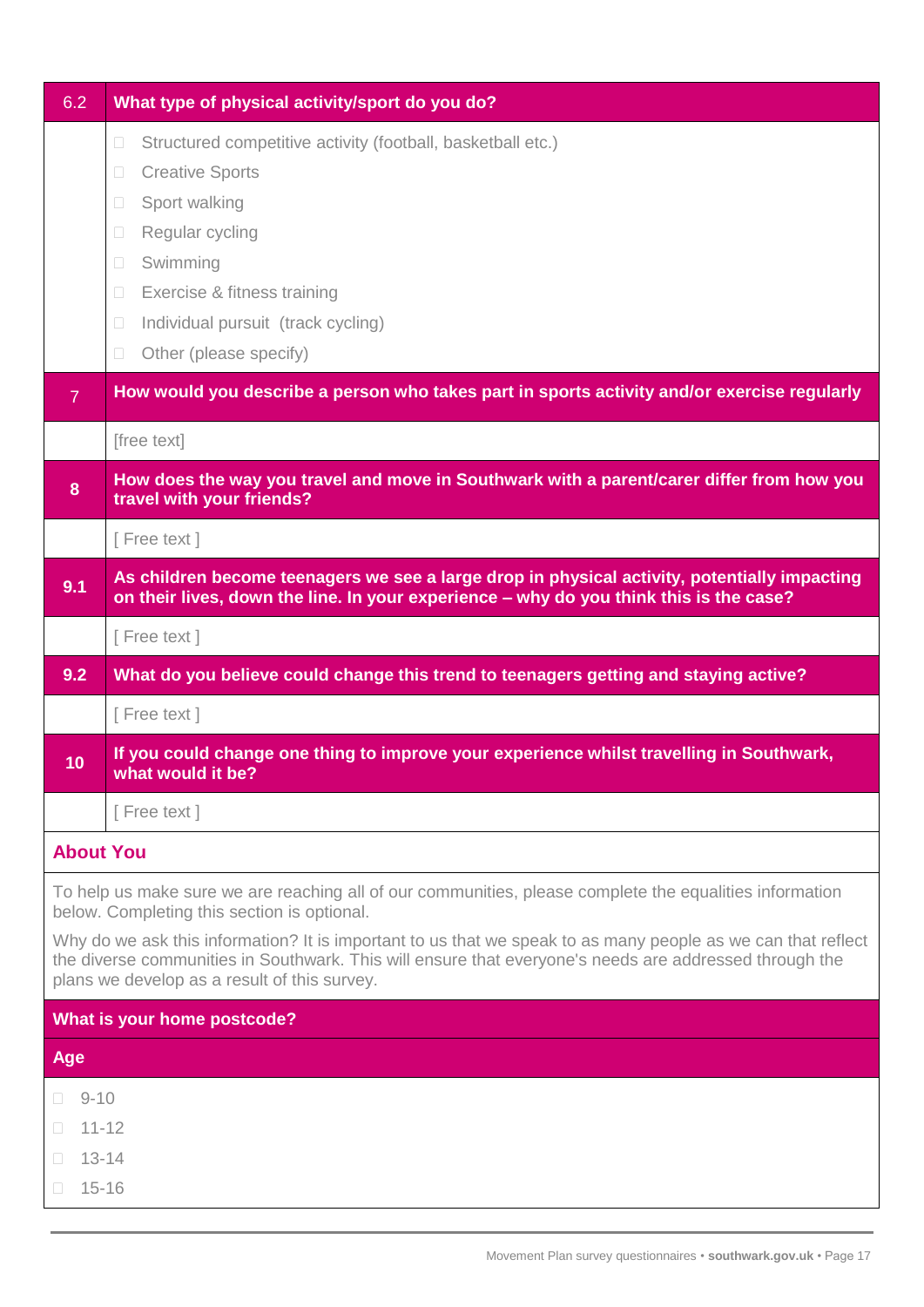| 6.2 | What type of physical activity/sport do you do? |
|---|---|
| | ☐ Structured competitive activity (football, basketball etc.)<br>☐ Creative Sports<br>☐ Sport walking<br>☐ Regular cycling<br>☐ Swimming<br>☐ Exercise & fitness training<br>☐ Individual pursuit (track cycling)<br>☐ Other (please specify) |
| 7 | **How would you describe a person who takes part in sports activity and/or exercise regularly** |
| | [free text] |
| 8 | **How does the way you travel and move in Southwark with a parent/carer differ from how you travel with your friends?** |
| | [ Free text ] |
| 9.1 | **As children become teenagers we see a large drop in physical activity, potentially impacting on their lives, down the line. In your experience – why do you think this is the case?** |
| | [ Free text ] |
| 9.2 | **What do you believe could change this trend to teenagers getting and staying active?** |
| | [ Free text ] |
| 10 | **If you could change one thing to improve your experience whilst travelling in Southwark, what would it be?** |
| | [ Free text ] |

## About You

To help us make sure we are reaching all of our communities, please complete the equalities information below. Completing this section is optional.

Why do we ask this information? It is important to us that we speak to as many people as we can that reflect the diverse communities in Southwark. This will ensure that everyone's needs are addressed through the plans we develop as a result of this survey.

**What is your home postcode?**

**Age**

- ☐ 9-10
- ☐ 11-12
- ☐ 13-14
- ☐ 15-16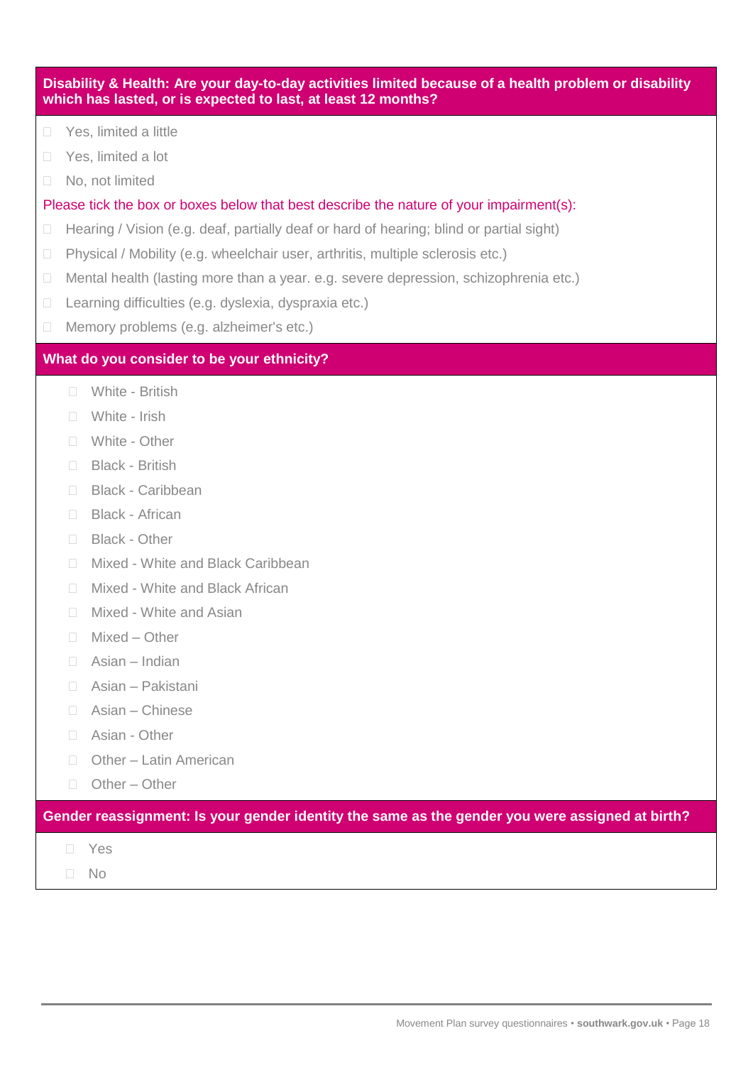**Disability & Health: Are your day-to-day activities limited because of a health problem or disability which has lasted, or is expected to last, at least 12 months?**

- ☐ Yes, limited a little
- ☐ Yes, limited a lot
- ☐ No, not limited

Please tick the box or boxes below that best describe the nature of your impairment(s):

- ☐ Hearing / Vision (e.g. deaf, partially deaf or hard of hearing; blind or partial sight)
- ☐ Physical / Mobility (e.g. wheelchair user, arthritis, multiple sclerosis etc.)
- ☐ Mental health (lasting more than a year. e.g. severe depression, schizophrenia etc.)
- ☐ Learning difficulties (e.g. dyslexia, dyspraxia etc.)
- ☐ Memory problems (e.g. alzheimer's etc.)

**What do you consider to be your ethnicity?**

- ☐ White - British
- ☐ White - Irish
- ☐ White - Other
- ☐ Black - British
- ☐ Black - Caribbean
- ☐ Black - African
- ☐ Black - Other
- ☐ Mixed - White and Black Caribbean
- ☐ Mixed - White and Black African
- ☐ Mixed - White and Asian
- ☐ Mixed – Other
- ☐ Asian – Indian
- ☐ Asian – Pakistani
- ☐ Asian – Chinese
- ☐ Asian - Other
- ☐ Other – Latin American
- ☐ Other – Other

**Gender reassignment: Is your gender identity the same as the gender you were assigned at birth?**

- ☐ Yes
- ☐ No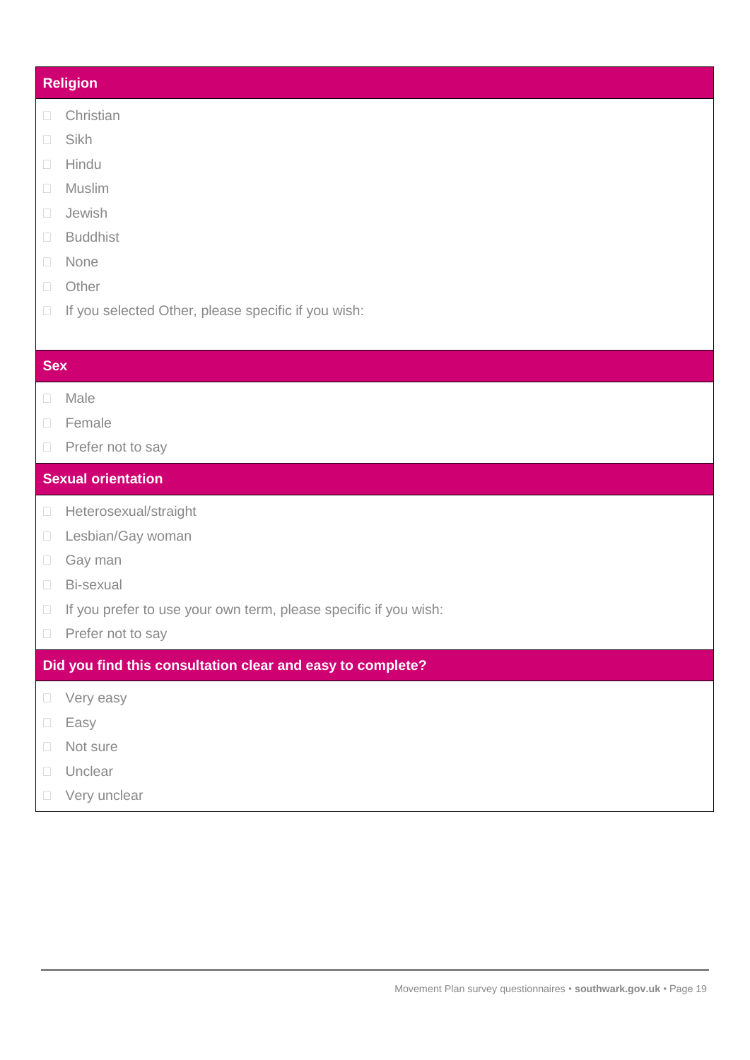## Religion

- ☐ Christian
- ☐ Sikh
- ☐ Hindu
- ☐ Muslim
- ☐ Jewish
- ☐ Buddhist
- ☐ None
- ☐ Other
- ☐ If you selected Other, please specific if you wish:

## Sex

- ☐ Male
- ☐ Female
- ☐ Prefer not to say

## Sexual orientation

- ☐ Heterosexual/straight
- ☐ Lesbian/Gay woman
- ☐ Gay man
- ☐ Bi-sexual
- ☐ If you prefer to use your own term, please specific if you wish:
- ☐ Prefer not to say

## Did you find this consultation clear and easy to complete?

- ☐ Very easy
- ☐ Easy
- ☐ Not sure
- ☐ Unclear
- ☐ Very unclear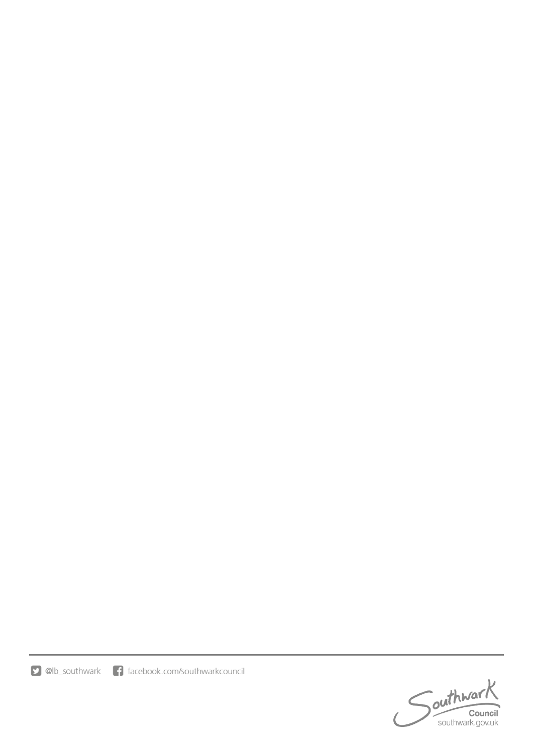@lb_southwark facebook.com/southwarkcouncil

Southwark Council
southwark.gov.uk